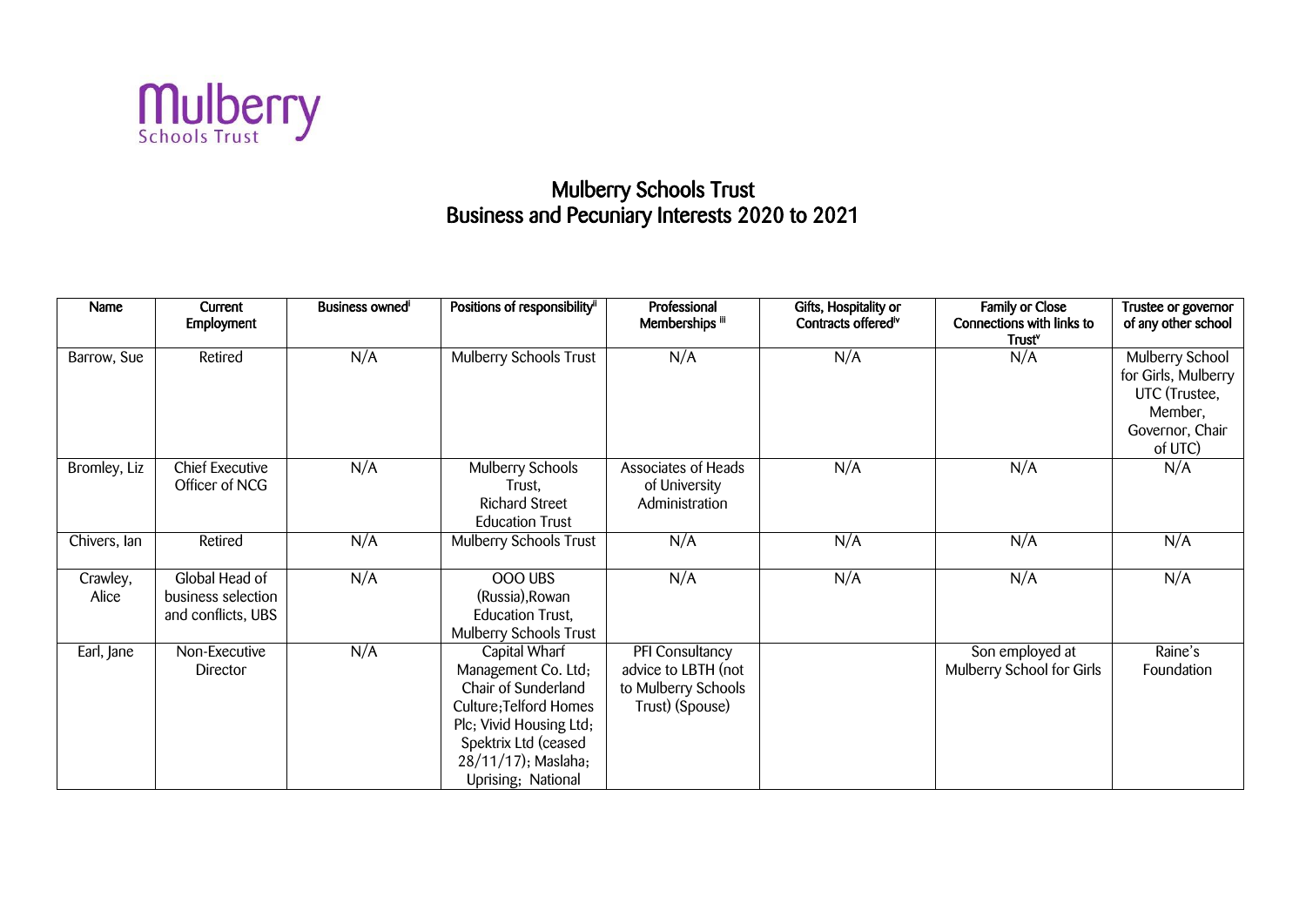# Mulberry Schools Trust
## Business and Pecuniary Interests 2020 to 2021

| Name | Current Employment | Business owned[i] | Positions of responsibility[ii] | Professional Memberships [iii] | Gifts, Hospitality or Contracts offered[iv] | Family or Close Connections with links to Trust[v] | Trustee or governor of any other school |
|---|---|---|---|---|---|---|---|
| Barrow, Sue | Retired | N/A | Mulberry Schools Trust | N/A | N/A | N/A | Mulberry School for Girls, Mulberry UTC (Trustee, Member, Governor, Chair of UTC) |
| Bromley, Liz | Chief Executive Officer of NCG | N/A | Mulberry Schools Trust, Richard Street Education Trust | Associates of Heads of University Administration | N/A | N/A | N/A |
| Chivers, Ian | Retired | N/A | Mulberry Schools Trust | N/A | N/A | N/A | N/A |
| Crawley, Alice | Global Head of business selection and conflicts, UBS | N/A | OOO UBS (Russia),Rowan Education Trust, Mulberry Schools Trust | N/A | N/A | N/A | N/A |
| Earl, Jane | Non-Executive Director | N/A | Capital Wharf Management Co. Ltd; Chair of Sunderland Culture;Telford Homes Plc; Vivid Housing Ltd; Spektrix Ltd (ceased 28/11/17); Maslaha; Uprising; National | PFI Consultancy advice to LBTH (not to Mulberry Schools Trust) (Spouse) | | Son employed at Mulberry School for Girls | Raine's Foundation |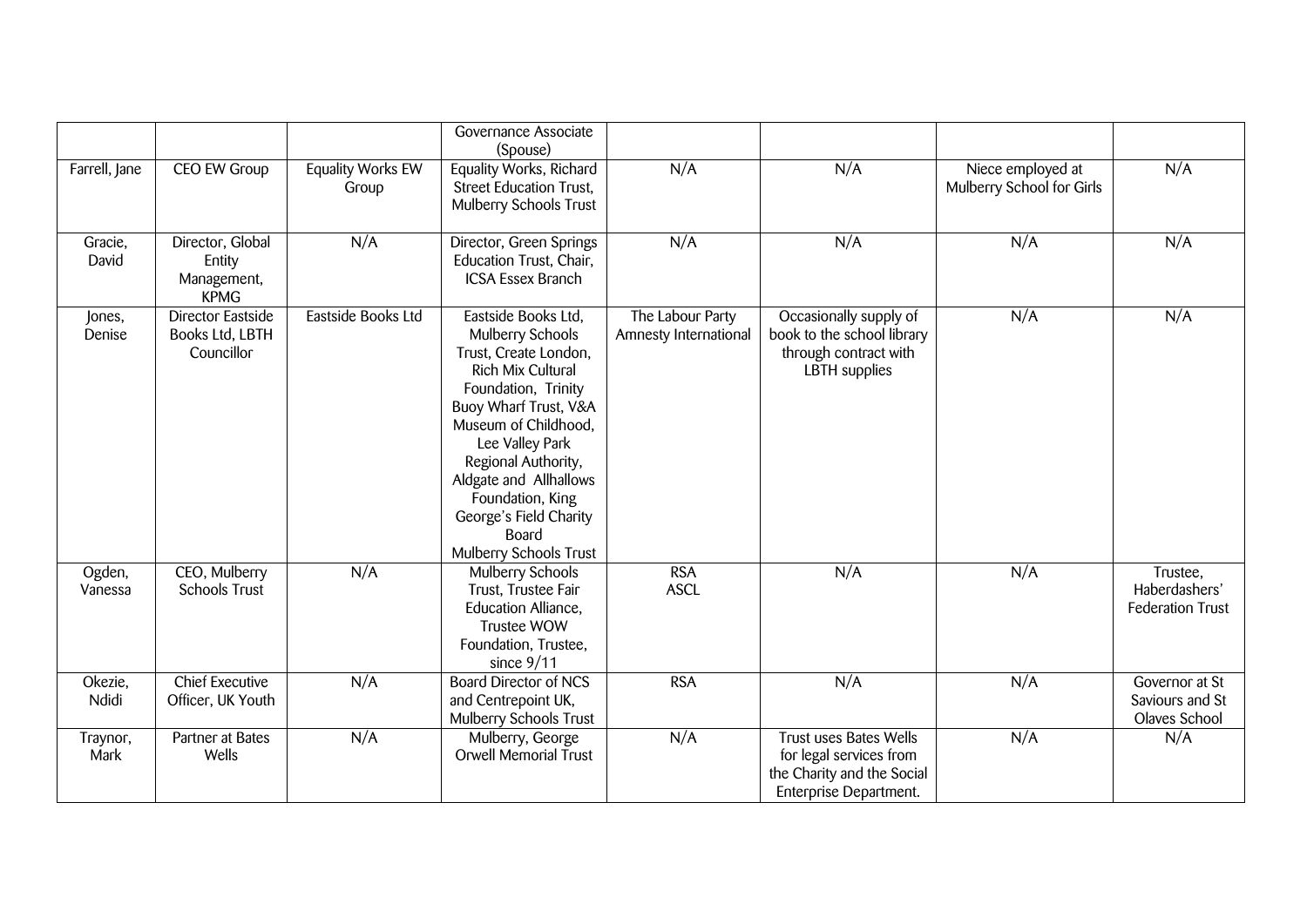| | | | | | | | |
|---|---|---|---|---|---|---|---|
| | | | Governance Associate (Spouse) | | | | |
| Farrell, Jane | CEO EW Group | Equality Works EW Group | Equality Works, Richard Street Education Trust, Mulberry Schools Trust | N/A | N/A | Niece employed at Mulberry School for Girls | N/A |
| Gracie, David | Director, Global Entity Management, KPMG | N/A | Director, Green Springs Education Trust, Chair, ICSA Essex Branch | N/A | N/A | N/A | N/A |
| Jones, Denise | Director Eastside Books Ltd, LBTH Councillor | Eastside Books Ltd | Eastside Books Ltd, Mulberry Schools Trust, Create London, Rich Mix Cultural Foundation, Trinity Buoy Wharf Trust, V&A Museum of Childhood, Lee Valley Park Regional Authority, Aldgate and Allhallows Foundation, King George's Field Charity Board Mulberry Schools Trust | The Labour Party Amnesty International | Occasionally supply of book to the school library through contract with LBTH supplies | N/A | N/A |
| Ogden, Vanessa | CEO, Mulberry Schools Trust | N/A | Mulberry Schools Trust, Trustee Fair Education Alliance, Trustee WOW Foundation, Trustee, since 9/11 | RSA ASCL | N/A | N/A | Trustee, Haberdashers' Federation Trust |
| Okezie, Ndidi | Chief Executive Officer, UK Youth | N/A | Board Director of NCS and Centrepoint UK, Mulberry Schools Trust | RSA | N/A | N/A | Governor at St Saviours and St Olaves School |
| Traynor, Mark | Partner at Bates Wells | N/A | Mulberry, George Orwell Memorial Trust | N/A | Trust uses Bates Wells for legal services from the Charity and the Social Enterprise Department. | N/A | N/A |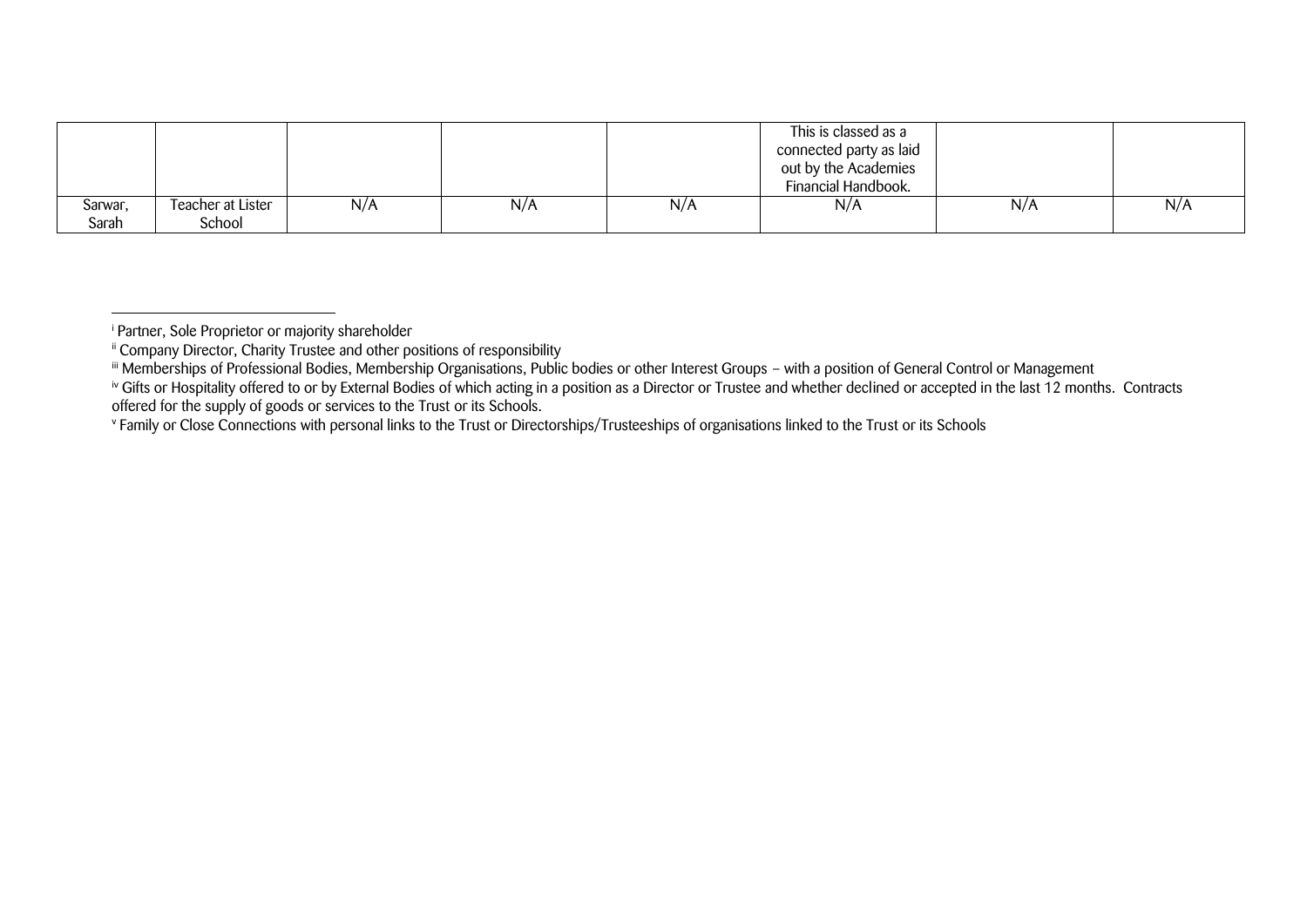| | | | | | | | |
|---|---|---|---|---|---|---|---|
| | | | | | This is classed as a connected party as laid out by the Academies Financial Handbook. | | |
| Sarwar, Sarah | Teacher at Lister School | N/A | N/A | N/A | N/A | N/A | N/A |

---

[i] Partner, Sole Proprietor or majority shareholder

[ii] Company Director, Charity Trustee and other positions of responsibility

[iii] Memberships of Professional Bodies, Membership Organisations, Public bodies or other Interest Groups – with a position of General Control or Management

[iv] Gifts or Hospitality offered to or by External Bodies of which acting in a position as a Director or Trustee and whether declined or accepted in the last 12 months. Contracts offered for the supply of goods or services to the Trust or its Schools.

[v] Family or Close Connections with personal links to the Trust or Directorships/Trusteeships of organisations linked to the Trust or its Schools